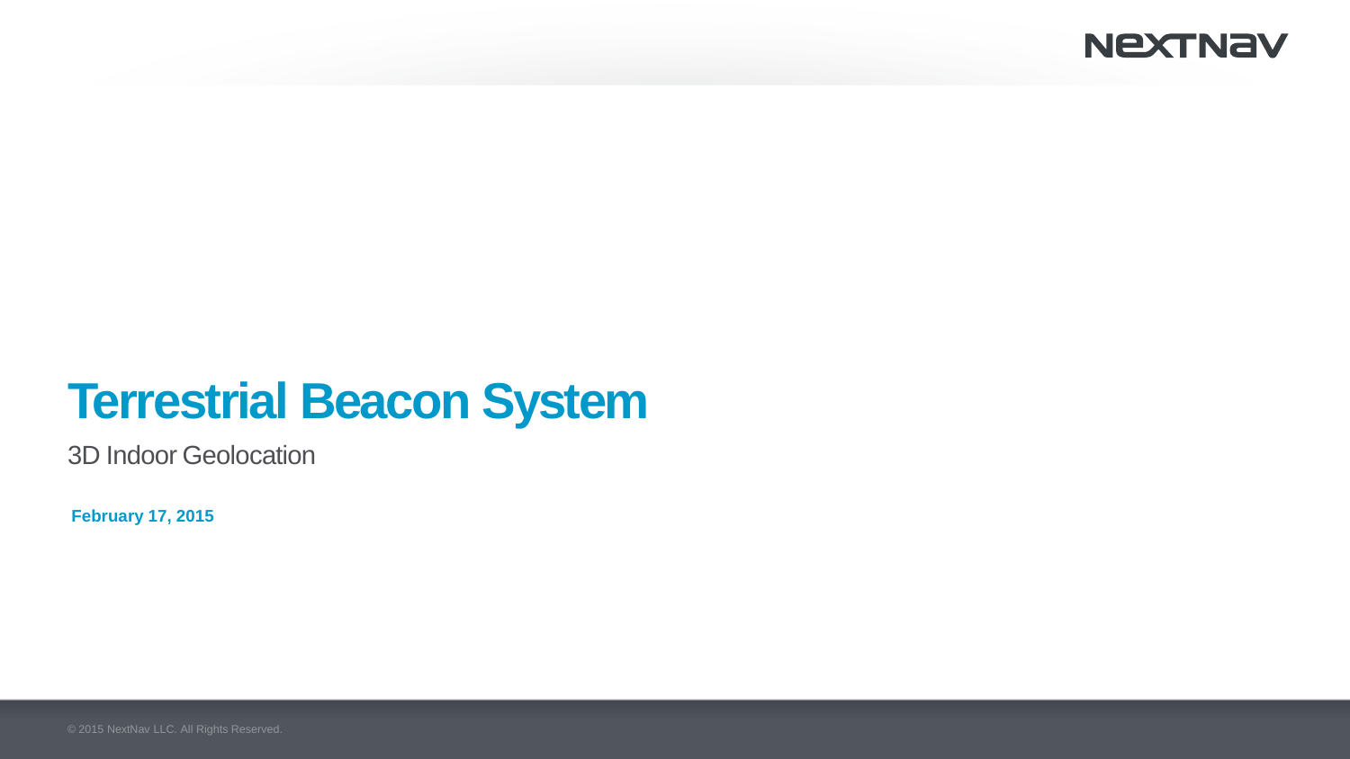# Terrestrial Beacon System

3D Indoor Geolocation

**February 17, 2015**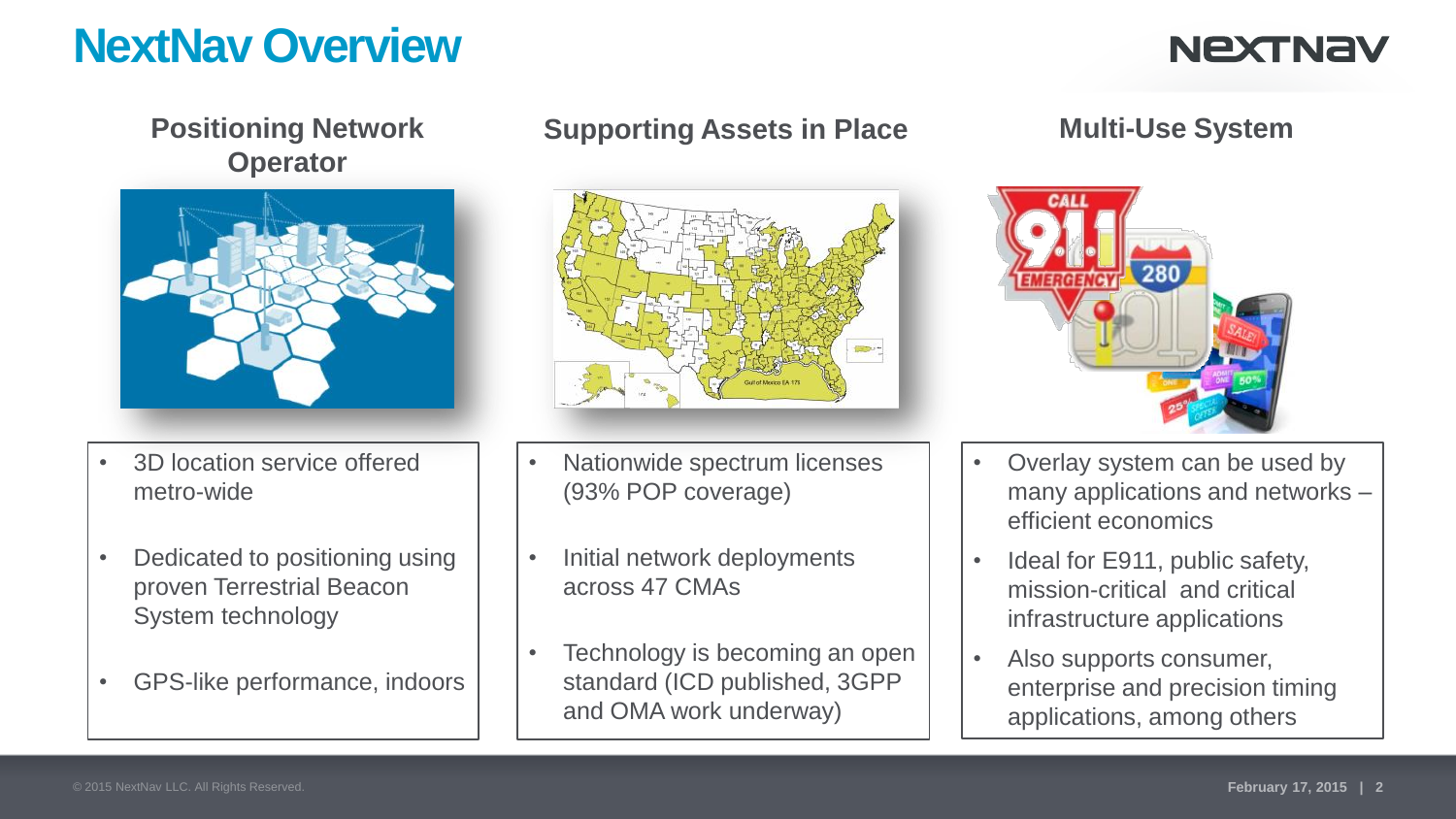# NextNav Overview

## Positioning Network Operator

- 3D location service offered metro-wide
- Dedicated to positioning using proven Terrestrial Beacon System technology
- GPS-like performance, indoors

## Supporting Assets in Place

- Nationwide spectrum licenses (93% POP coverage)
- Initial network deployments across 47 CMAs
- Technology is becoming an open standard (ICD published, 3GPP and OMA work underway)

## Multi-Use System

- Overlay system can be used by many applications and networks – efficient economics
- Ideal for E911, public safety, mission-critical and critical infrastructure applications
- Also supports consumer, enterprise and precision timing applications, among others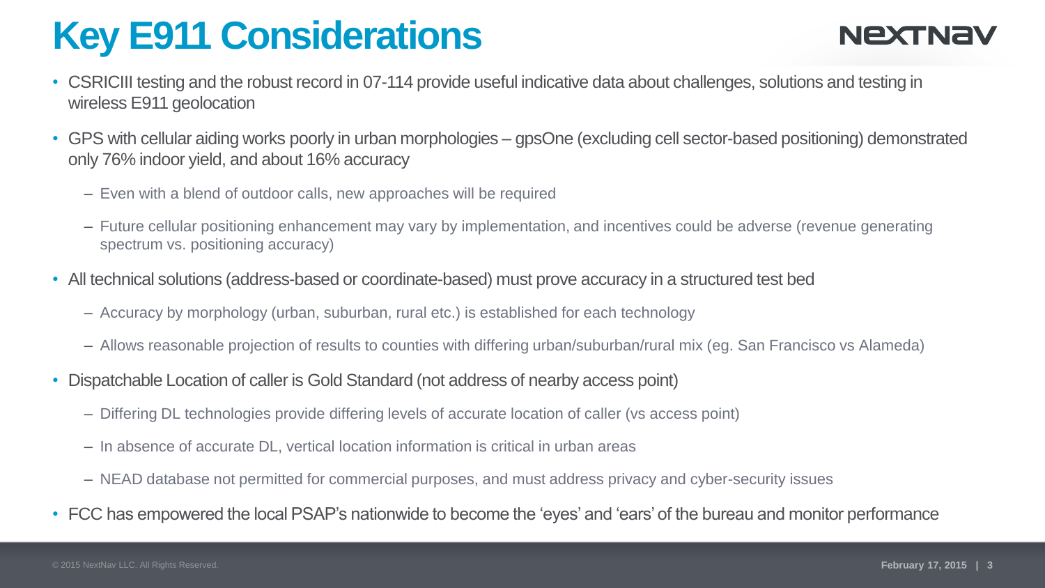# Key E911 Considerations

- CSRICIII testing and the robust record in 07-114 provide useful indicative data about challenges, solutions and testing in wireless E911 geolocation
- GPS with cellular aiding works poorly in urban morphologies – gpsOne (excluding cell sector-based positioning) demonstrated only 76% indoor yield, and about 16% accuracy
  - Even with a blend of outdoor calls, new approaches will be required
  - Future cellular positioning enhancement may vary by implementation, and incentives could be adverse (revenue generating spectrum vs. positioning accuracy)
- All technical solutions (address-based or coordinate-based) must prove accuracy in a structured test bed
  - Accuracy by morphology (urban, suburban, rural etc.) is established for each technology
  - Allows reasonable projection of results to counties with differing urban/suburban/rural mix (eg. San Francisco vs Alameda)
- Dispatchable Location of caller is Gold Standard (not address of nearby access point)
  - Differing DL technologies provide differing levels of accurate location of caller (vs access point)
  - In absence of accurate DL, vertical location information is critical in urban areas
  - NEAD database not permitted for commercial purposes, and must address privacy and cyber-security issues
- FCC has empowered the local PSAP's nationwide to become the 'eyes' and 'ears' of the bureau and monitor performance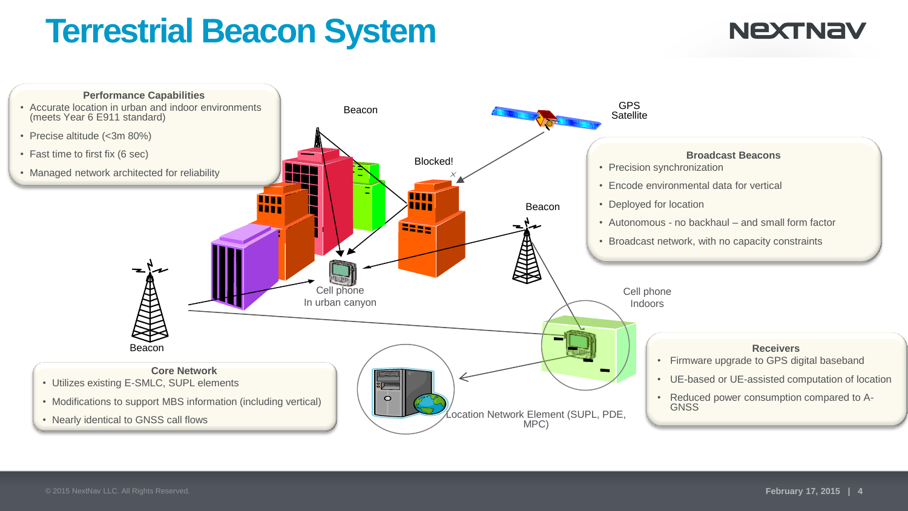# Terrestrial Beacon System

### Performance Capabilities

- Accurate location in urban and indoor environments (meets Year 6 E911 standard)
- Precise altitude (<3m 80%)
- Fast time to first fix (6 sec)
- Managed network architected for reliability

Beacon

GPS Satellite

Blocked!

Beacon

Cell phone In urban canyon

Beacon

Cell phone Indoors

Location Network Element (SUPL, PDE, MPC)

### Broadcast Beacons

- Precision synchronization
- Encode environmental data for vertical
- Deployed for location
- Autonomous - no backhaul – and small form factor
- Broadcast network, with no capacity constraints

### Core Network

- Utilizes existing E-SMLC, SUPL elements
- Modifications to support MBS information (including vertical)
- Nearly identical to GNSS call flows

### Receivers

- Firmware upgrade to GPS digital baseband
- UE-based or UE-assisted computation of location
- Reduced power consumption compared to A-GNSS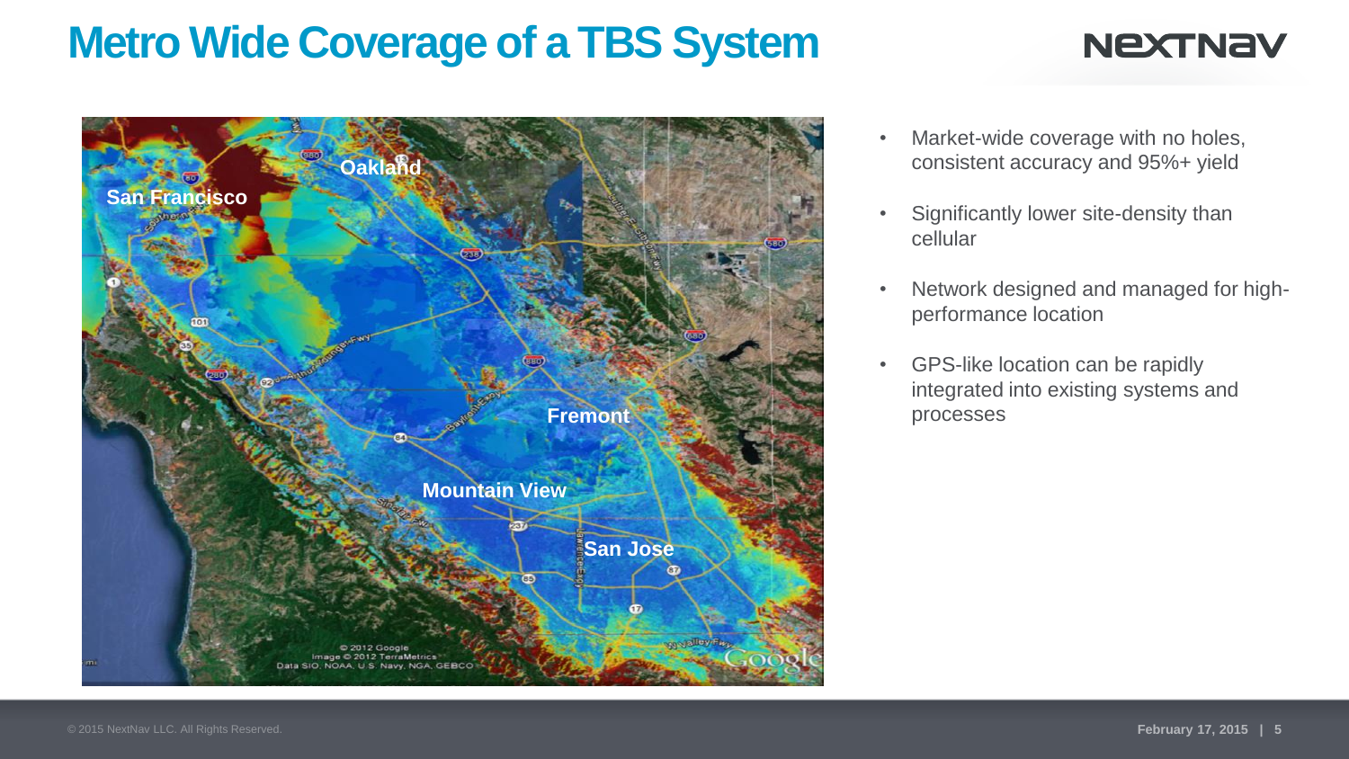# Metro Wide Coverage of a TBS System

- Market-wide coverage with no holes, consistent accuracy and 95%+ yield
- Significantly lower site-density than cellular
- Network designed and managed for high-performance location
- GPS-like location can be rapidly integrated into existing systems and processes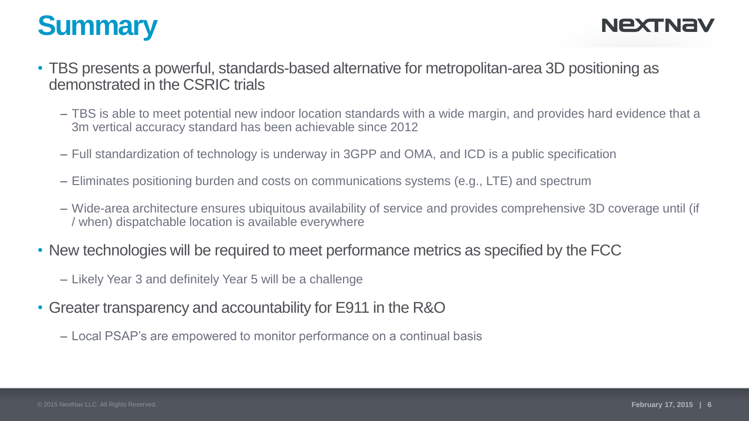# Summary

- TBS presents a powerful, standards-based alternative for metropolitan-area 3D positioning as demonstrated in the CSRIC trials
  - TBS is able to meet potential new indoor location standards with a wide margin, and provides hard evidence that a 3m vertical accuracy standard has been achievable since 2012
  - Full standardization of technology is underway in 3GPP and OMA, and ICD is a public specification
  - Eliminates positioning burden and costs on communications systems (e.g., LTE) and spectrum
  - Wide-area architecture ensures ubiquitous availability of service and provides comprehensive 3D coverage until (if / when) dispatchable location is available everywhere
- New technologies will be required to meet performance metrics as specified by the FCC
  - Likely Year 3 and definitely Year 5 will be a challenge
- Greater transparency and accountability for E911 in the R&O
  - Local PSAP's are empowered to monitor performance on a continual basis